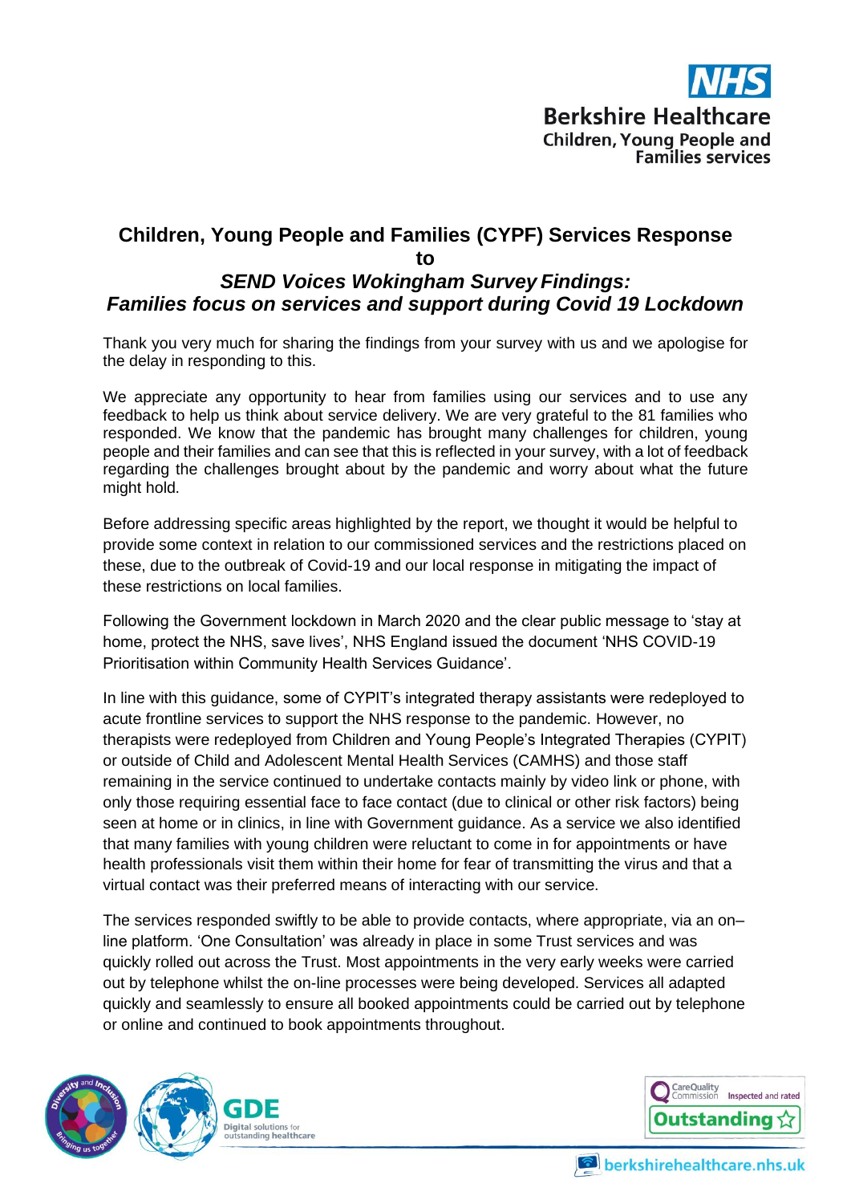# Children, Young People and Families (CYPF) Services Response to

## *SEND Voices Wokingham Survey Findings: Families focus on services and support during Covid 19 Lockdown*

Thank you very much for sharing the findings from your survey with us and we apologise for the delay in responding to this.

We appreciate any opportunity to hear from families using our services and to use any feedback to help us think about service delivery. We are very grateful to the 81 families who responded. We know that the pandemic has brought many challenges for children, young people and their families and can see that this is reflected in your survey, with a lot of feedback regarding the challenges brought about by the pandemic and worry about what the future might hold.

Before addressing specific areas highlighted by the report, we thought it would be helpful to provide some context in relation to our commissioned services and the restrictions placed on these, due to the outbreak of Covid-19 and our local response in mitigating the impact of these restrictions on local families.

Following the Government lockdown in March 2020 and the clear public message to 'stay at home, protect the NHS, save lives', NHS England issued the document 'NHS COVID-19 Prioritisation within Community Health Services Guidance'.

In line with this guidance, some of CYPIT's integrated therapy assistants were redeployed to acute frontline services to support the NHS response to the pandemic. However, no therapists were redeployed from Children and Young People's Integrated Therapies (CYPIT) or outside of Child and Adolescent Mental Health Services (CAMHS) and those staff remaining in the service continued to undertake contacts mainly by video link or phone, with only those requiring essential face to face contact (due to clinical or other risk factors) being seen at home or in clinics, in line with Government guidance. As a service we also identified that many families with young children were reluctant to come in for appointments or have health professionals visit them within their home for fear of transmitting the virus and that a virtual contact was their preferred means of interacting with our service.

The services responded swiftly to be able to provide contacts, where appropriate, via an on–line platform. 'One Consultation' was already in place in some Trust services and was quickly rolled out across the Trust. Most appointments in the very early weeks were carried out by telephone whilst the on-line processes were being developed. Services all adapted quickly and seamlessly to ensure all booked appointments could be carried out by telephone or online and continued to book appointments throughout.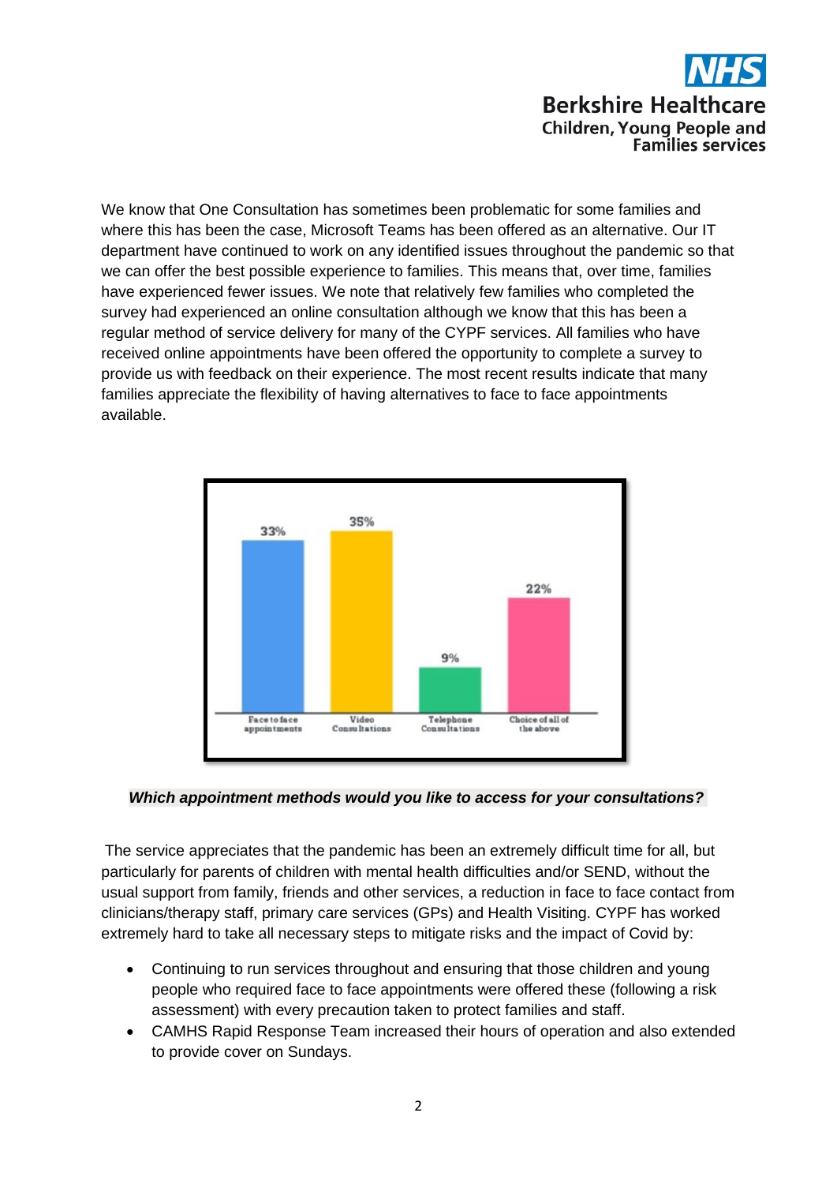We know that One Consultation has sometimes been problematic for some families and where this has been the case, Microsoft Teams has been offered as an alternative. Our IT department have continued to work on any identified issues throughout the pandemic so that we can offer the best possible experience to families. This means that, over time, families have experienced fewer issues. We note that relatively few families who completed the survey had experienced an online consultation although we know that this has been a regular method of service delivery for many of the CYPF services. All families who have received online appointments have been offered the opportunity to complete a survey to provide us with feedback on their experience. The most recent results indicate that many families appreciate the flexibility of having alternatives to face to face appointments available.

| Face to face appointments | Video Consultations | Telephone Consultations | Choice of all of the above |
|---|---|---|---|
| 33% | 35% | 9% | 22% |

***Which appointment methods would you like to access for your consultations?***

The service appreciates that the pandemic has been an extremely difficult time for all, but particularly for parents of children with mental health difficulties and/or SEND, without the usual support from family, friends and other services, a reduction in face to face contact from clinicians/therapy staff, primary care services (GPs) and Health Visiting. CYPF has worked extremely hard to take all necessary steps to mitigate risks and the impact of Covid by:

- Continuing to run services throughout and ensuring that those children and young people who required face to face appointments were offered these (following a risk assessment) with every precaution taken to protect families and staff.
- CAMHS Rapid Response Team increased their hours of operation and also extended to provide cover on Sundays.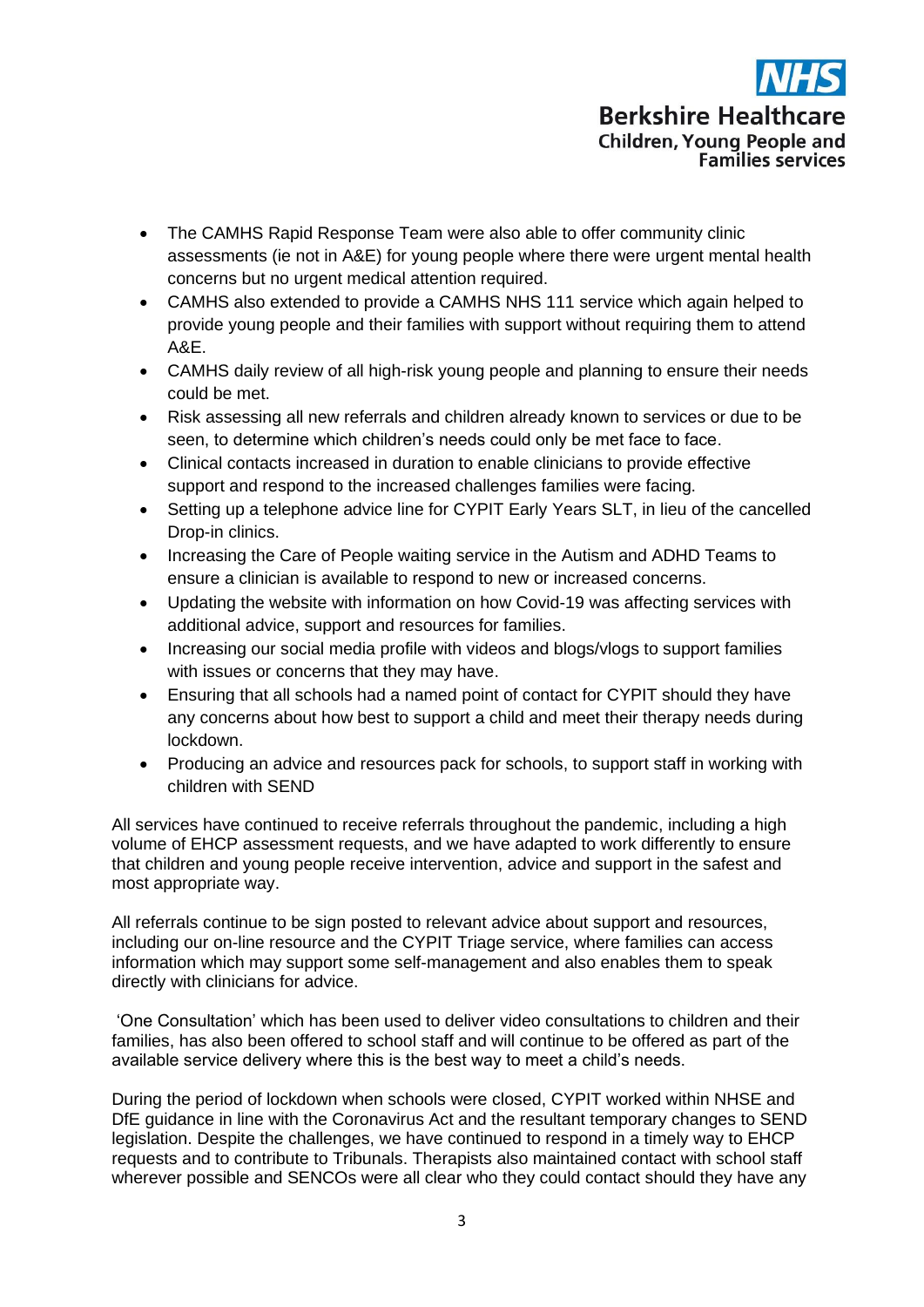- The CAMHS Rapid Response Team were also able to offer community clinic assessments (ie not in A&E) for young people where there were urgent mental health concerns but no urgent medical attention required.
- CAMHS also extended to provide a CAMHS NHS 111 service which again helped to provide young people and their families with support without requiring them to attend A&E.
- CAMHS daily review of all high-risk young people and planning to ensure their needs could be met.
- Risk assessing all new referrals and children already known to services or due to be seen, to determine which children's needs could only be met face to face.
- Clinical contacts increased in duration to enable clinicians to provide effective support and respond to the increased challenges families were facing.
- Setting up a telephone advice line for CYPIT Early Years SLT, in lieu of the cancelled Drop-in clinics.
- Increasing the Care of People waiting service in the Autism and ADHD Teams to ensure a clinician is available to respond to new or increased concerns.
- Updating the website with information on how Covid-19 was affecting services with additional advice, support and resources for families.
- Increasing our social media profile with videos and blogs/vlogs to support families with issues or concerns that they may have.
- Ensuring that all schools had a named point of contact for CYPIT should they have any concerns about how best to support a child and meet their therapy needs during lockdown.
- Producing an advice and resources pack for schools, to support staff in working with children with SEND

All services have continued to receive referrals throughout the pandemic, including a high volume of EHCP assessment requests, and we have adapted to work differently to ensure that children and young people receive intervention, advice and support in the safest and most appropriate way.

All referrals continue to be sign posted to relevant advice about support and resources, including our on-line resource and the CYPIT Triage service, where families can access information which may support some self-management and also enables them to speak directly with clinicians for advice.

'One Consultation' which has been used to deliver video consultations to children and their families, has also been offered to school staff and will continue to be offered as part of the available service delivery where this is the best way to meet a child's needs.

During the period of lockdown when schools were closed, CYPIT worked within NHSE and DfE guidance in line with the Coronavirus Act and the resultant temporary changes to SEND legislation. Despite the challenges, we have continued to respond in a timely way to EHCP requests and to contribute to Tribunals. Therapists also maintained contact with school staff wherever possible and SENCOs were all clear who they could contact should they have any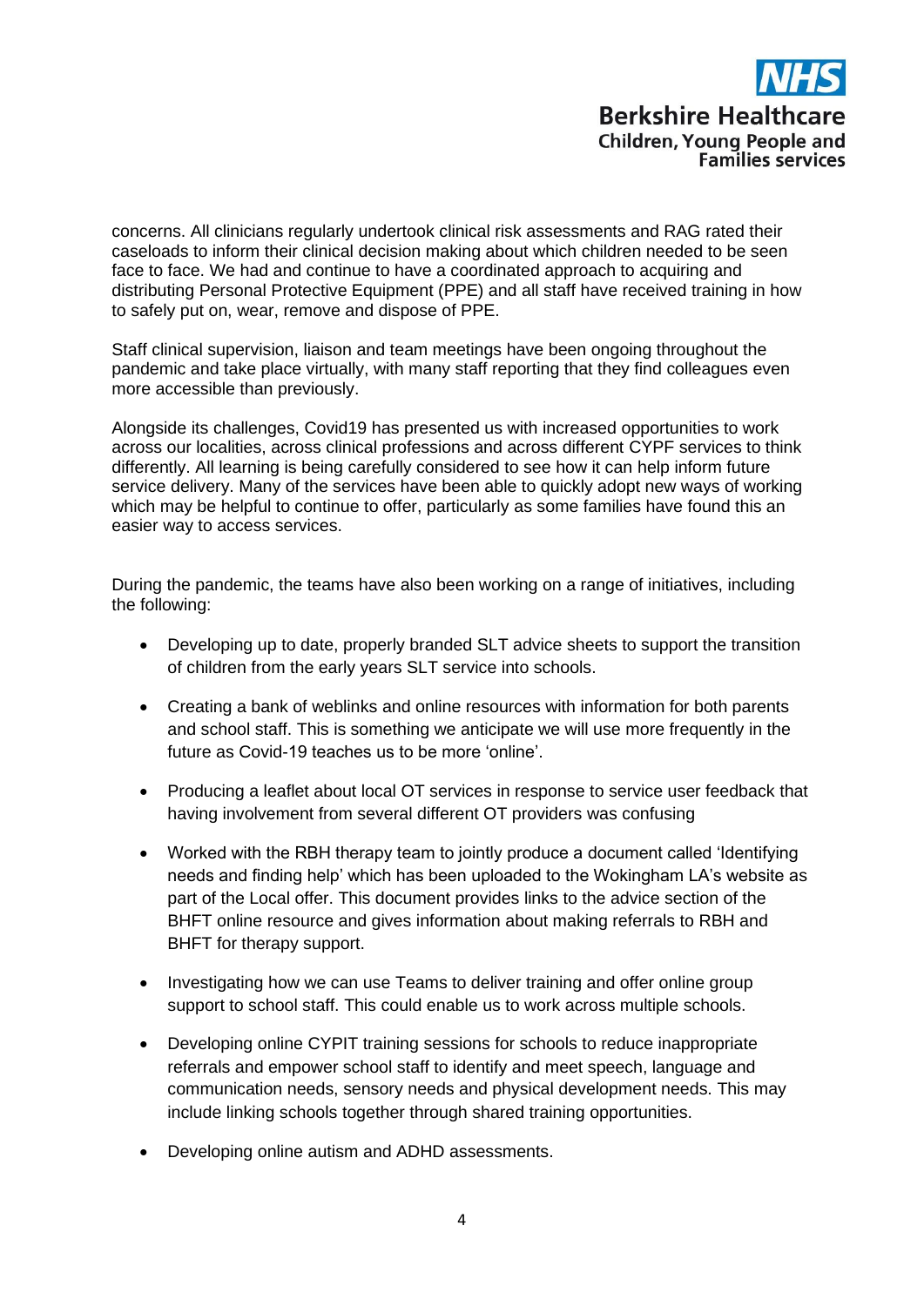concerns. All clinicians regularly undertook clinical risk assessments and RAG rated their caseloads to inform their clinical decision making about which children needed to be seen face to face. We had and continue to have a coordinated approach to acquiring and distributing Personal Protective Equipment (PPE) and all staff have received training in how to safely put on, wear, remove and dispose of PPE.

Staff clinical supervision, liaison and team meetings have been ongoing throughout the pandemic and take place virtually, with many staff reporting that they find colleagues even more accessible than previously.

Alongside its challenges, Covid19 has presented us with increased opportunities to work across our localities, across clinical professions and across different CYPF services to think differently. All learning is being carefully considered to see how it can help inform future service delivery. Many of the services have been able to quickly adopt new ways of working which may be helpful to continue to offer, particularly as some families have found this an easier way to access services.

During the pandemic, the teams have also been working on a range of initiatives, including the following:

- Developing up to date, properly branded SLT advice sheets to support the transition of children from the early years SLT service into schools.
- Creating a bank of weblinks and online resources with information for both parents and school staff. This is something we anticipate we will use more frequently in the future as Covid-19 teaches us to be more 'online'.
- Producing a leaflet about local OT services in response to service user feedback that having involvement from several different OT providers was confusing
- Worked with the RBH therapy team to jointly produce a document called 'Identifying needs and finding help' which has been uploaded to the Wokingham LA's website as part of the Local offer. This document provides links to the advice section of the BHFT online resource and gives information about making referrals to RBH and BHFT for therapy support.
- Investigating how we can use Teams to deliver training and offer online group support to school staff. This could enable us to work across multiple schools.
- Developing online CYPIT training sessions for schools to reduce inappropriate referrals and empower school staff to identify and meet speech, language and communication needs, sensory needs and physical development needs. This may include linking schools together through shared training opportunities.
- Developing online autism and ADHD assessments.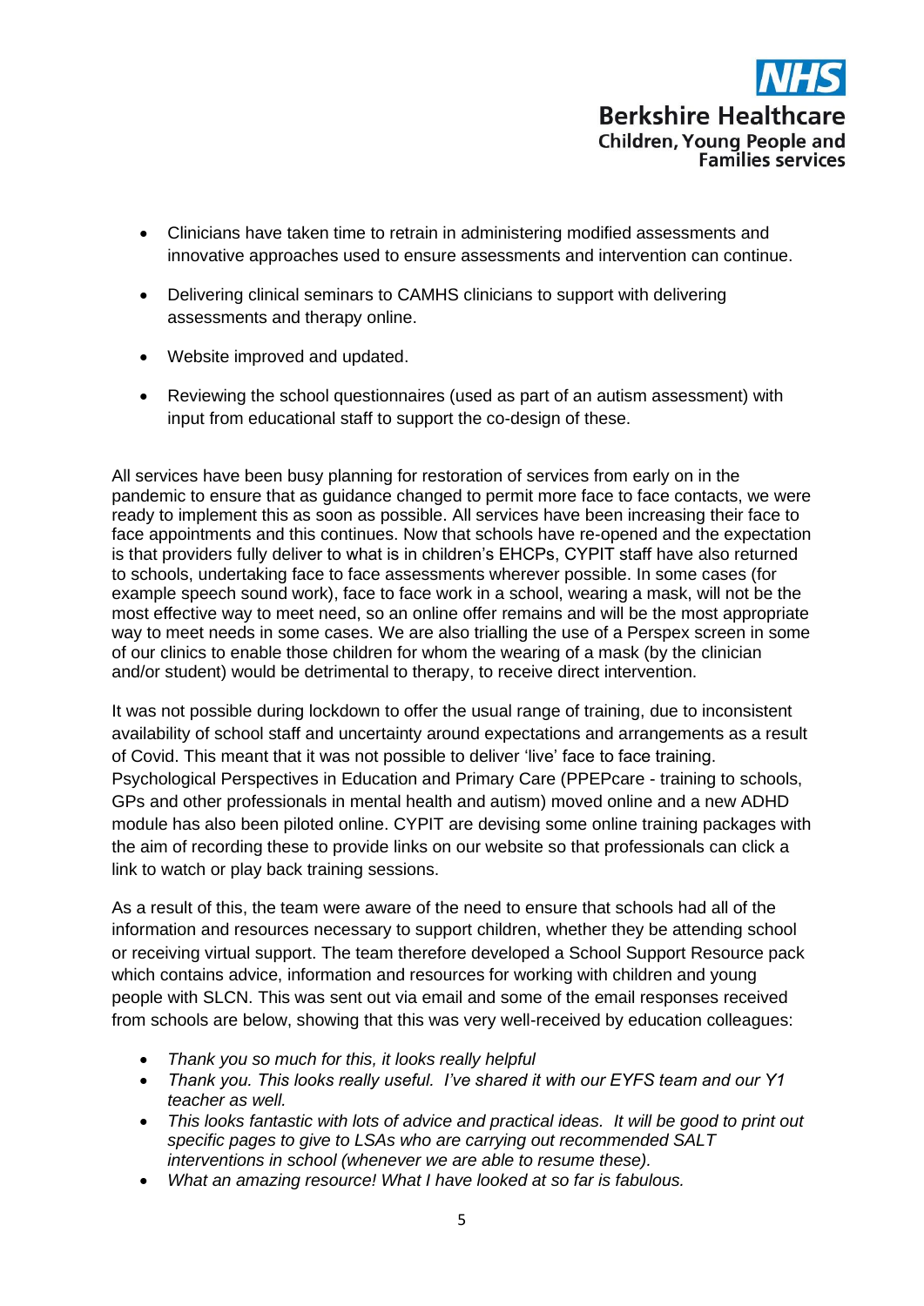- Clinicians have taken time to retrain in administering modified assessments and innovative approaches used to ensure assessments and intervention can continue.

- Delivering clinical seminars to CAMHS clinicians to support with delivering assessments and therapy online.

- Website improved and updated.

- Reviewing the school questionnaires (used as part of an autism assessment) with input from educational staff to support the co-design of these.

All services have been busy planning for restoration of services from early on in the pandemic to ensure that as guidance changed to permit more face to face contacts, we were ready to implement this as soon as possible. All services have been increasing their face to face appointments and this continues. Now that schools have re-opened and the expectation is that providers fully deliver to what is in children's EHCPs, CYPIT staff have also returned to schools, undertaking face to face assessments wherever possible. In some cases (for example speech sound work), face to face work in a school, wearing a mask, will not be the most effective way to meet need, so an online offer remains and will be the most appropriate way to meet needs in some cases. We are also trialling the use of a Perspex screen in some of our clinics to enable those children for whom the wearing of a mask (by the clinician and/or student) would be detrimental to therapy, to receive direct intervention.

It was not possible during lockdown to offer the usual range of training, due to inconsistent availability of school staff and uncertainty around expectations and arrangements as a result of Covid. This meant that it was not possible to deliver 'live' face to face training. Psychological Perspectives in Education and Primary Care (PPEPcare - training to schools, GPs and other professionals in mental health and autism) moved online and a new ADHD module has also been piloted online. CYPIT are devising some online training packages with the aim of recording these to provide links on our website so that professionals can click a link to watch or play back training sessions.

As a result of this, the team were aware of the need to ensure that schools had all of the information and resources necessary to support children, whether they be attending school or receiving virtual support. The team therefore developed a School Support Resource pack which contains advice, information and resources for working with children and young people with SLCN. This was sent out via email and some of the email responses received from schools are below, showing that this was very well-received by education colleagues:

- *Thank you so much for this, it looks really helpful*
- *Thank you. This looks really useful. I've shared it with our EYFS team and our Y1 teacher as well.*
- *This looks fantastic with lots of advice and practical ideas. It will be good to print out specific pages to give to LSAs who are carrying out recommended SALT interventions in school (whenever we are able to resume these).*
- *What an amazing resource! What I have looked at so far is fabulous.*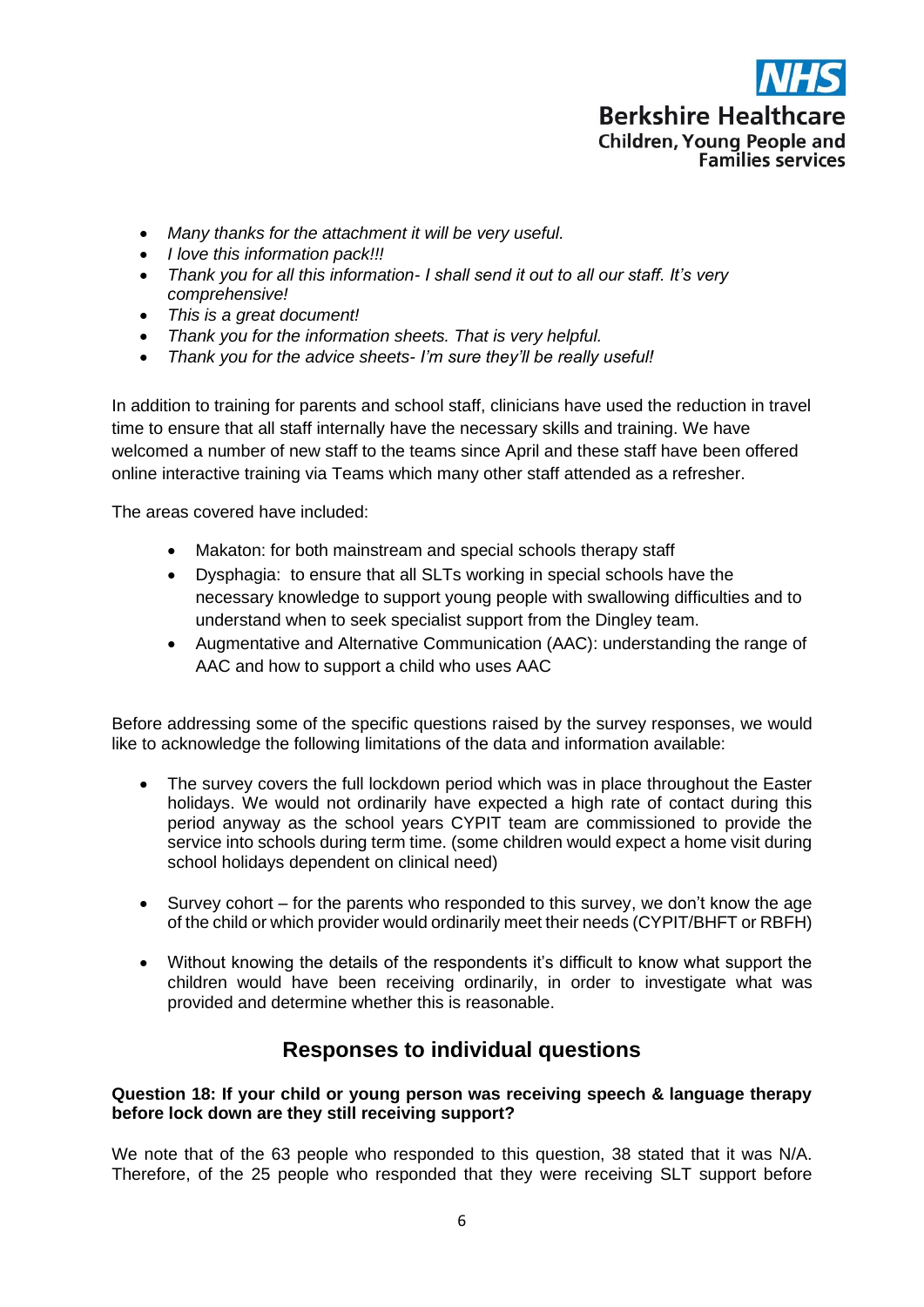- *Many thanks for the attachment it will be very useful.*
- *I love this information pack!!!*
- *Thank you for all this information- I shall send it out to all our staff. It's very comprehensive!*
- *This is a great document!*
- *Thank you for the information sheets. That is very helpful.*
- *Thank you for the advice sheets- I'm sure they'll be really useful!*

In addition to training for parents and school staff, clinicians have used the reduction in travel time to ensure that all staff internally have the necessary skills and training. We have welcomed a number of new staff to the teams since April and these staff have been offered online interactive training via Teams which many other staff attended as a refresher.

The areas covered have included:

- Makaton: for both mainstream and special schools therapy staff
- Dysphagia: to ensure that all SLTs working in special schools have the necessary knowledge to support young people with swallowing difficulties and to understand when to seek specialist support from the Dingley team.
- Augmentative and Alternative Communication (AAC): understanding the range of AAC and how to support a child who uses AAC

Before addressing some of the specific questions raised by the survey responses, we would like to acknowledge the following limitations of the data and information available:

- The survey covers the full lockdown period which was in place throughout the Easter holidays. We would not ordinarily have expected a high rate of contact during this period anyway as the school years CYPIT team are commissioned to provide the service into schools during term time. (some children would expect a home visit during school holidays dependent on clinical need)

- Survey cohort – for the parents who responded to this survey, we don't know the age of the child or which provider would ordinarily meet their needs (CYPIT/BHFT or RBFH)

- Without knowing the details of the respondents it's difficult to know what support the children would have been receiving ordinarily, in order to investigate what was provided and determine whether this is reasonable.

## Responses to individual questions

**Question 18: If your child or young person was receiving speech & language therapy before lock down are they still receiving support?**

We note that of the 63 people who responded to this question, 38 stated that it was N/A. Therefore, of the 25 people who responded that they were receiving SLT support before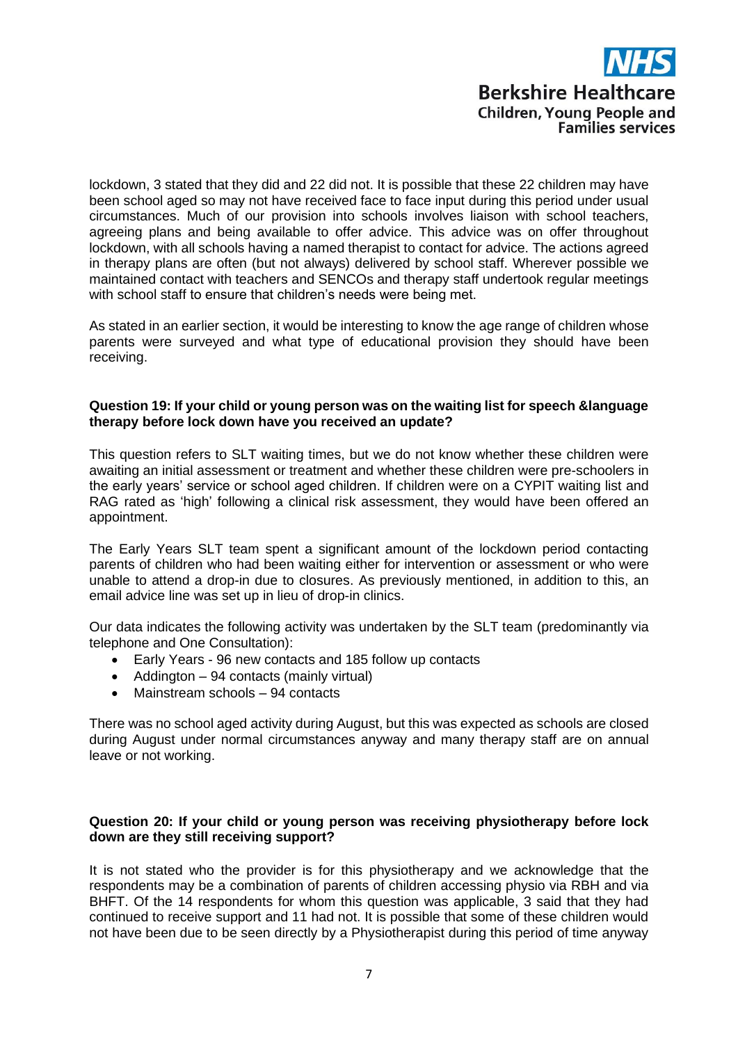lockdown, 3 stated that they did and 22 did not. It is possible that these 22 children may have been school aged so may not have received face to face input during this period under usual circumstances. Much of our provision into schools involves liaison with school teachers, agreeing plans and being available to offer advice. This advice was on offer throughout lockdown, with all schools having a named therapist to contact for advice. The actions agreed in therapy plans are often (but not always) delivered by school staff. Wherever possible we maintained contact with teachers and SENCOs and therapy staff undertook regular meetings with school staff to ensure that children's needs were being met.

As stated in an earlier section, it would be interesting to know the age range of children whose parents were surveyed and what type of educational provision they should have been receiving.

**Question 19: If your child or young person was on the waiting list for speech &language therapy before lock down have you received an update?**

This question refers to SLT waiting times, but we do not know whether these children were awaiting an initial assessment or treatment and whether these children were pre-schoolers in the early years' service or school aged children. If children were on a CYPIT waiting list and RAG rated as 'high' following a clinical risk assessment, they would have been offered an appointment.

The Early Years SLT team spent a significant amount of the lockdown period contacting parents of children who had been waiting either for intervention or assessment or who were unable to attend a drop-in due to closures. As previously mentioned, in addition to this, an email advice line was set up in lieu of drop-in clinics.

Our data indicates the following activity was undertaken by the SLT team (predominantly via telephone and One Consultation):

- Early Years - 96 new contacts and 185 follow up contacts
- Addington – 94 contacts (mainly virtual)
- Mainstream schools – 94 contacts

There was no school aged activity during August, but this was expected as schools are closed during August under normal circumstances anyway and many therapy staff are on annual leave or not working.

**Question 20: If your child or young person was receiving physiotherapy before lock down are they still receiving support?**

It is not stated who the provider is for this physiotherapy and we acknowledge that the respondents may be a combination of parents of children accessing physio via RBH and via BHFT. Of the 14 respondents for whom this question was applicable, 3 said that they had continued to receive support and 11 had not. It is possible that some of these children would not have been due to be seen directly by a Physiotherapist during this period of time anyway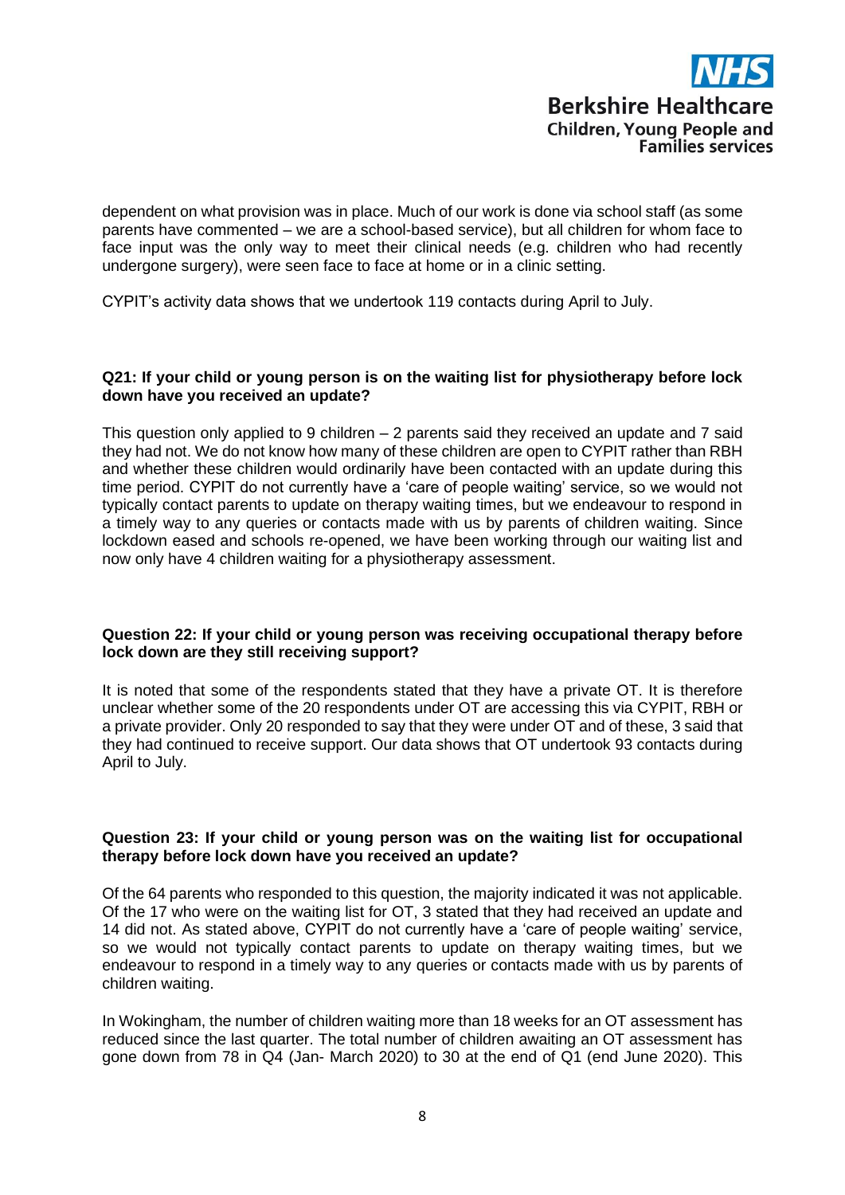dependent on what provision was in place. Much of our work is done via school staff (as some parents have commented – we are a school-based service), but all children for whom face to face input was the only way to meet their clinical needs (e.g. children who had recently undergone surgery), were seen face to face at home or in a clinic setting.

CYPIT's activity data shows that we undertook 119 contacts during April to July.

**Q21: If your child or young person is on the waiting list for physiotherapy before lock down have you received an update?**

This question only applied to 9 children – 2 parents said they received an update and 7 said they had not. We do not know how many of these children are open to CYPIT rather than RBH and whether these children would ordinarily have been contacted with an update during this time period. CYPIT do not currently have a 'care of people waiting' service, so we would not typically contact parents to update on therapy waiting times, but we endeavour to respond in a timely way to any queries or contacts made with us by parents of children waiting. Since lockdown eased and schools re-opened, we have been working through our waiting list and now only have 4 children waiting for a physiotherapy assessment.

**Question 22: If your child or young person was receiving occupational therapy before lock down are they still receiving support?**

It is noted that some of the respondents stated that they have a private OT. It is therefore unclear whether some of the 20 respondents under OT are accessing this via CYPIT, RBH or a private provider. Only 20 responded to say that they were under OT and of these, 3 said that they had continued to receive support. Our data shows that OT undertook 93 contacts during April to July.

**Question 23: If your child or young person was on the waiting list for occupational therapy before lock down have you received an update?**

Of the 64 parents who responded to this question, the majority indicated it was not applicable. Of the 17 who were on the waiting list for OT, 3 stated that they had received an update and 14 did not. As stated above, CYPIT do not currently have a 'care of people waiting' service, so we would not typically contact parents to update on therapy waiting times, but we endeavour to respond in a timely way to any queries or contacts made with us by parents of children waiting.

In Wokingham, the number of children waiting more than 18 weeks for an OT assessment has reduced since the last quarter. The total number of children awaiting an OT assessment has gone down from 78 in Q4 (Jan- March 2020) to 30 at the end of Q1 (end June 2020). This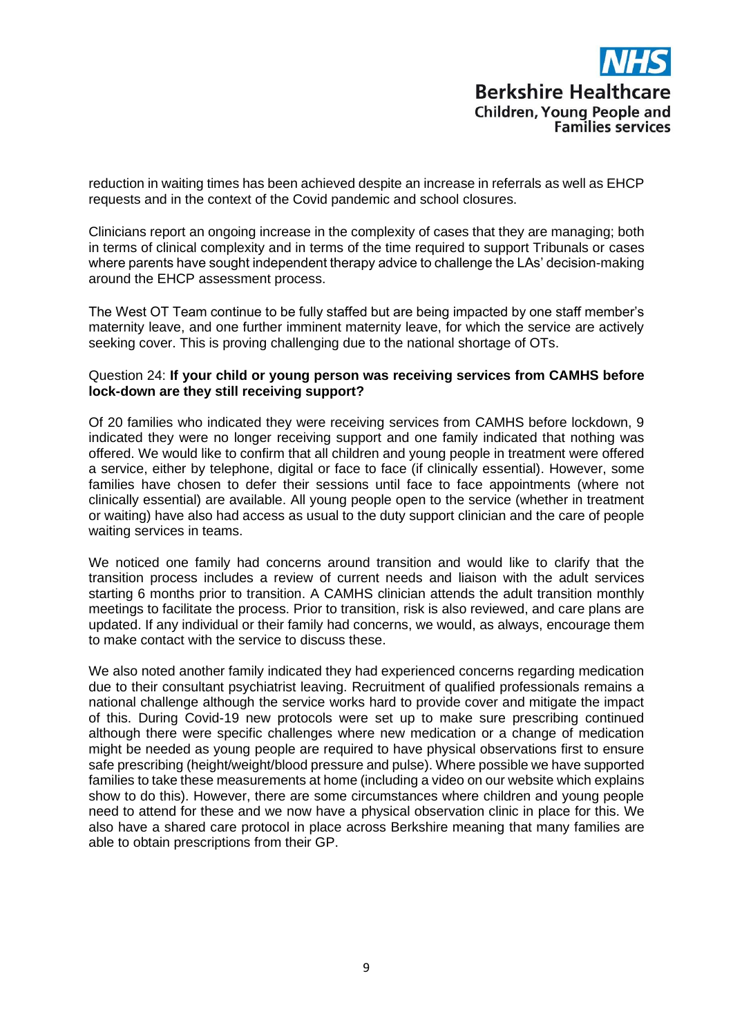reduction in waiting times has been achieved despite an increase in referrals as well as EHCP requests and in the context of the Covid pandemic and school closures.

Clinicians report an ongoing increase in the complexity of cases that they are managing; both in terms of clinical complexity and in terms of the time required to support Tribunals or cases where parents have sought independent therapy advice to challenge the LAs' decision-making around the EHCP assessment process.

The West OT Team continue to be fully staffed but are being impacted by one staff member's maternity leave, and one further imminent maternity leave, for which the service are actively seeking cover. This is proving challenging due to the national shortage of OTs.

Question 24: **If your child or young person was receiving services from CAMHS before lock-down are they still receiving support?**

Of 20 families who indicated they were receiving services from CAMHS before lockdown, 9 indicated they were no longer receiving support and one family indicated that nothing was offered. We would like to confirm that all children and young people in treatment were offered a service, either by telephone, digital or face to face (if clinically essential). However, some families have chosen to defer their sessions until face to face appointments (where not clinically essential) are available. All young people open to the service (whether in treatment or waiting) have also had access as usual to the duty support clinician and the care of people waiting services in teams.

We noticed one family had concerns around transition and would like to clarify that the transition process includes a review of current needs and liaison with the adult services starting 6 months prior to transition. A CAMHS clinician attends the adult transition monthly meetings to facilitate the process. Prior to transition, risk is also reviewed, and care plans are updated. If any individual or their family had concerns, we would, as always, encourage them to make contact with the service to discuss these.

We also noted another family indicated they had experienced concerns regarding medication due to their consultant psychiatrist leaving. Recruitment of qualified professionals remains a national challenge although the service works hard to provide cover and mitigate the impact of this. During Covid-19 new protocols were set up to make sure prescribing continued although there were specific challenges where new medication or a change of medication might be needed as young people are required to have physical observations first to ensure safe prescribing (height/weight/blood pressure and pulse). Where possible we have supported families to take these measurements at home (including a video on our website which explains show to do this). However, there are some circumstances where children and young people need to attend for these and we now have a physical observation clinic in place for this. We also have a shared care protocol in place across Berkshire meaning that many families are able to obtain prescriptions from their GP.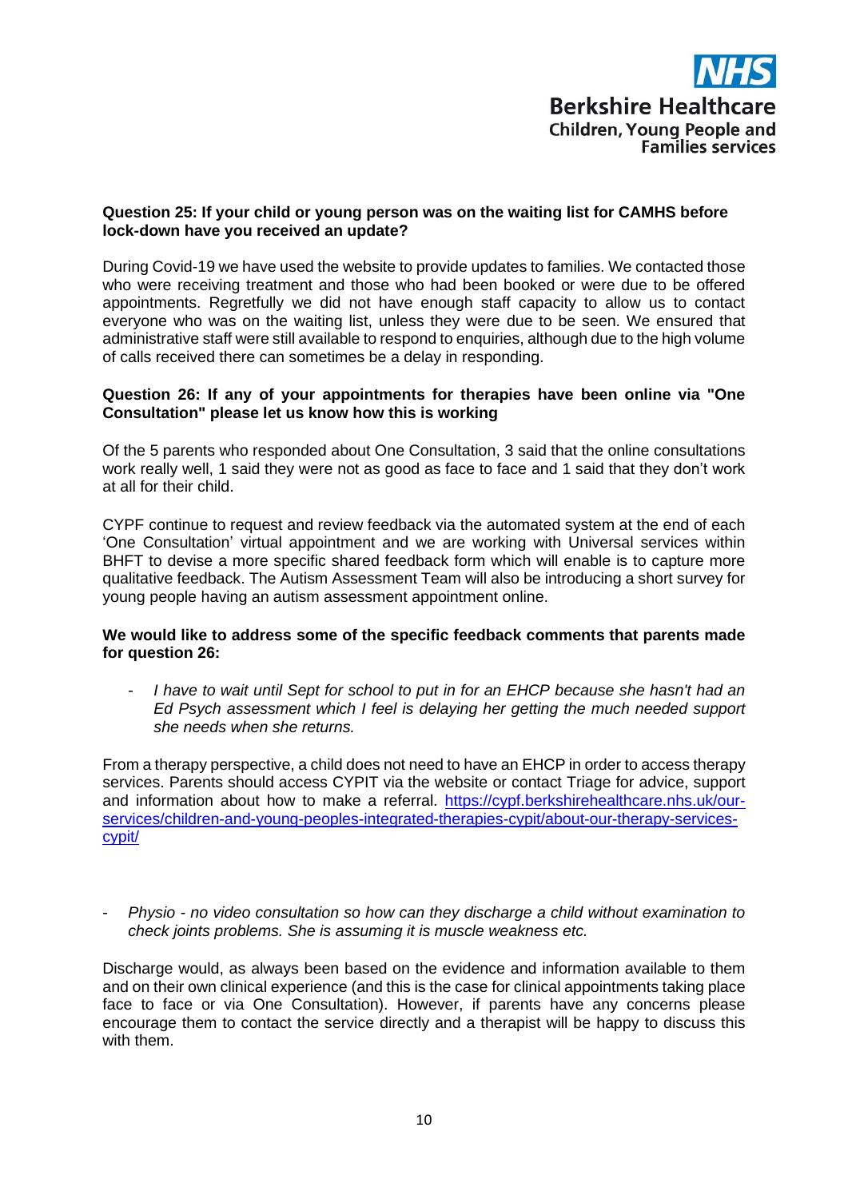**Question 25: If your child or young person was on the waiting list for CAMHS before lock-down have you received an update?**

During Covid-19 we have used the website to provide updates to families. We contacted those who were receiving treatment and those who had been booked or were due to be offered appointments. Regretfully we did not have enough staff capacity to allow us to contact everyone who was on the waiting list, unless they were due to be seen. We ensured that administrative staff were still available to respond to enquiries, although due to the high volume of calls received there can sometimes be a delay in responding.

**Question 26: If any of your appointments for therapies have been online via "One Consultation" please let us know how this is working**

Of the 5 parents who responded about One Consultation, 3 said that the online consultations work really well, 1 said they were not as good as face to face and 1 said that they don't work at all for their child.

CYPF continue to request and review feedback via the automated system at the end of each 'One Consultation' virtual appointment and we are working with Universal services within BHFT to devise a more specific shared feedback form which will enable is to capture more qualitative feedback. The Autism Assessment Team will also be introducing a short survey for young people having an autism assessment appointment online.

**We would like to address some of the specific feedback comments that parents made for question 26:**

- *I have to wait until Sept for school to put in for an EHCP because she hasn't had an Ed Psych assessment which I feel is delaying her getting the much needed support she needs when she returns.*

From a therapy perspective, a child does not need to have an EHCP in order to access therapy services. Parents should access CYPIT via the website or contact Triage for advice, support and information about how to make a referral. [https://cypf.berkshirehealthcare.nhs.uk/our-services/children-and-young-peoples-integrated-therapies-cypit/about-our-therapy-services-cypit/](https://cypf.berkshirehealthcare.nhs.uk/our-services/children-and-young-peoples-integrated-therapies-cypit/about-our-therapy-services-cypit/)

- *Physio - no video consultation so how can they discharge a child without examination to check joints problems. She is assuming it is muscle weakness etc.*

Discharge would, as always been based on the evidence and information available to them and on their own clinical experience (and this is the case for clinical appointments taking place face to face or via One Consultation). However, if parents have any concerns please encourage them to contact the service directly and a therapist will be happy to discuss this with them.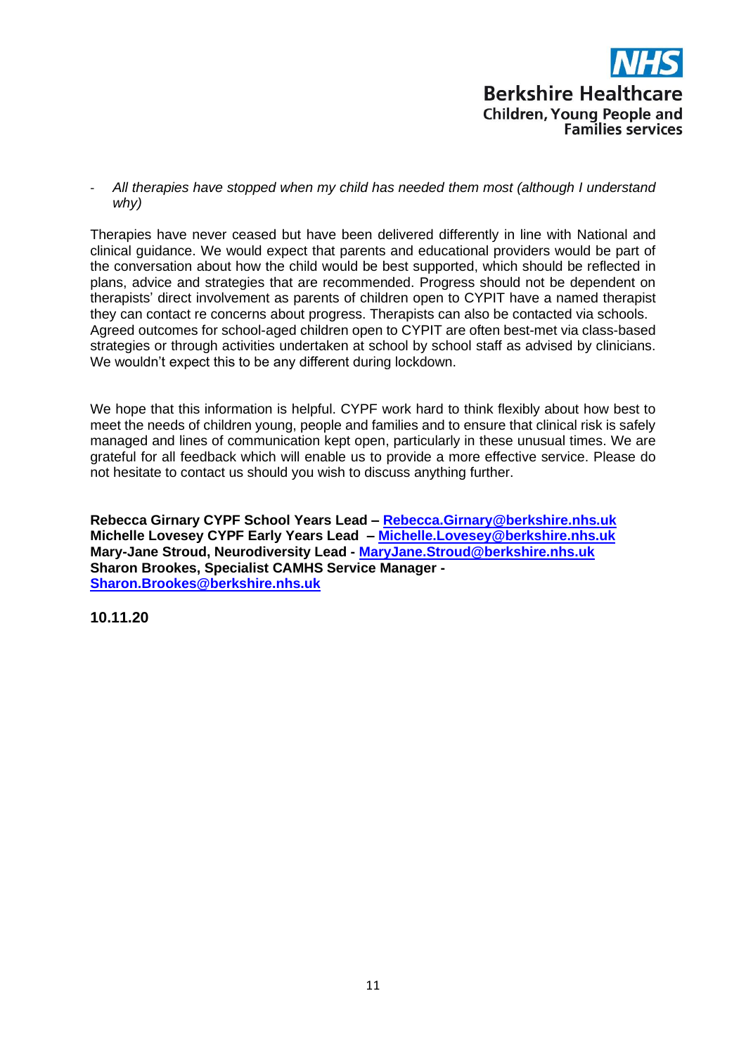- *All therapies have stopped when my child has needed them most (although I understand why)*

Therapies have never ceased but have been delivered differently in line with National and clinical guidance. We would expect that parents and educational providers would be part of the conversation about how the child would be best supported, which should be reflected in plans, advice and strategies that are recommended. Progress should not be dependent on therapists' direct involvement as parents of children open to CYPIT have a named therapist they can contact re concerns about progress. Therapists can also be contacted via schools. Agreed outcomes for school-aged children open to CYPIT are often best-met via class-based strategies or through activities undertaken at school by school staff as advised by clinicians. We wouldn't expect this to be any different during lockdown.

We hope that this information is helpful. CYPF work hard to think flexibly about how best to meet the needs of children young, people and families and to ensure that clinical risk is safely managed and lines of communication kept open, particularly in these unusual times. We are grateful for all feedback which will enable us to provide a more effective service. Please do not hesitate to contact us should you wish to discuss anything further.

**Rebecca Girnary CYPF School Years Lead – Rebecca.Girnary@berkshire.nhs.uk**
**Michelle Lovesey CYPF Early Years Lead – Michelle.Lovesey@berkshire.nhs.uk**
**Mary-Jane Stroud, Neurodiversity Lead - MaryJane.Stroud@berkshire.nhs.uk**
**Sharon Brookes, Specialist CAMHS Service Manager - Sharon.Brookes@berkshire.nhs.uk**

**10.11.20**